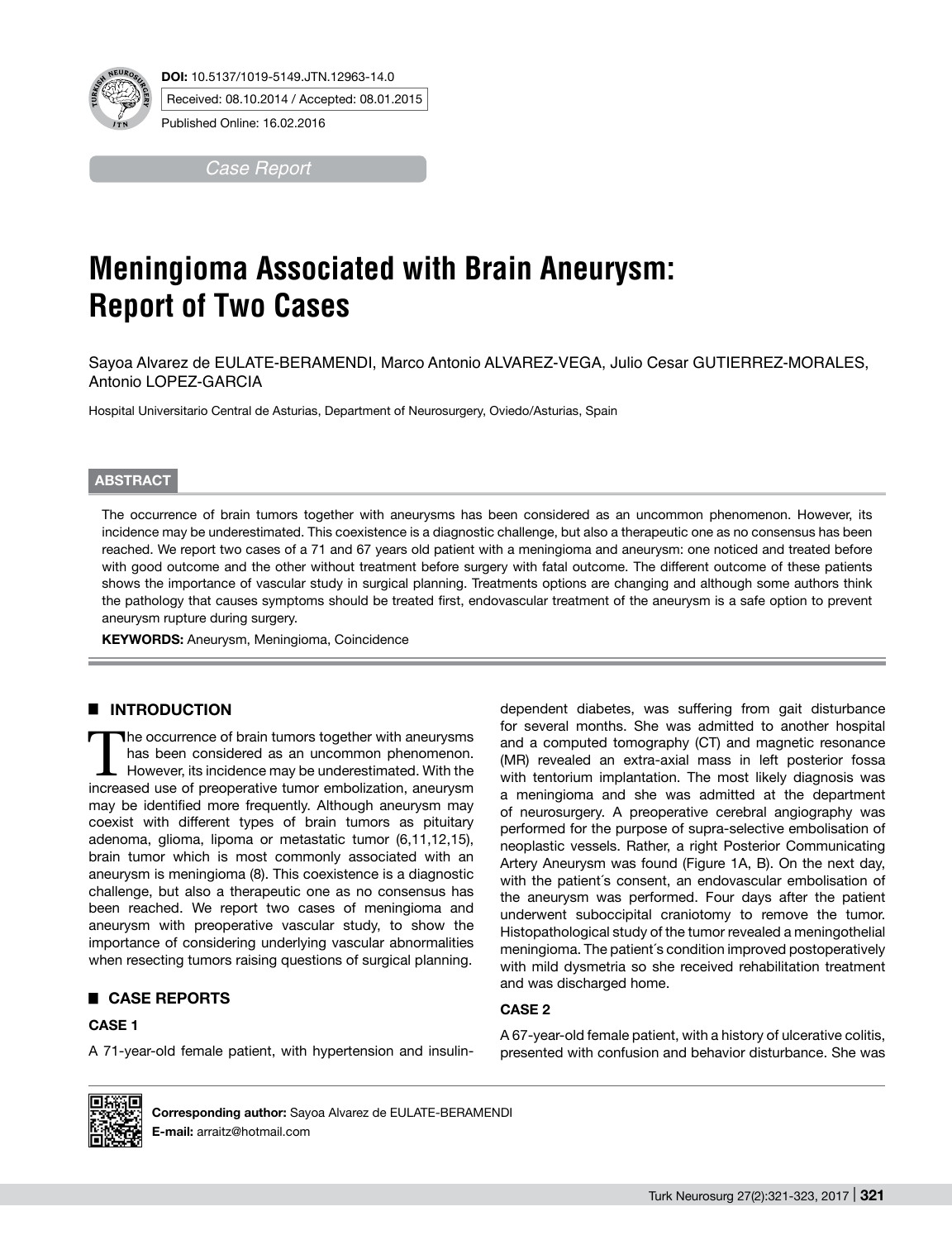**DOI:** 10.5137/1019-5149.JTN.12963-14.0

Received: 08.10.2014 / Accepted: 08.01.2015

Published Online: 16.02.2016

*Case Report*

# Meningioma Associated with Brain Aneurysm: Report of Two Cases

Sayoa Alvarez de EULATE-BERAMENDI, Marco Antonio ALVAREZ-VEGA, Julio Cesar GUTIERREZ-MORALES, Antonio LOPEZ-GARCIA

Hospital Universitario Central de Asturias, Department of Neurosurgery, Oviedo/Asturias, Spain

## ABSTRACT

The occurrence of brain tumors together with aneurysms has been considered as an uncommon phenomenon. However, its incidence may be underestimated. This coexistence is a diagnostic challenge, but also a therapeutic one as no consensus has been reached. We report two cases of a 71 and 67 years old patient with a meningioma and aneurysm: one noticed and treated before with good outcome and the other without treatment before surgery with fatal outcome. The different outcome of these patients shows the importance of vascular study in surgical planning. Treatments options are changing and although some authors think the pathology that causes symptoms should be treated first, endovascular treatment of the aneurysm is a safe option to prevent aneurysm rupture during surgery.

**KEYWORDS:** Aneurysm, Meningioma, Coincidence

## INTRODUCTION

The occurrence of brain tumors together with aneurysms has been considered as an uncommon phenomenon. However, its incidence may be underestimated. With the increased use of preoperative tumor embolization, aneurysm may be identified more frequently. Although aneurysm may coexist with different types of brain tumors as pituitary adenoma, glioma, lipoma or metastatic tumor (6,11,12,15), brain tumor which is most commonly associated with an aneurysm is meningioma (8). This coexistence is a diagnostic challenge, but also a therapeutic one as no consensus has been reached. We report two cases of meningioma and aneurysm with preoperative vascular study, to show the importance of considering underlying vascular abnormalities when resecting tumors raising questions of surgical planning.

## CASE REPORTS

### CASE 1

A 71-year-old female patient, with hypertension and insulin-dependent diabetes, was suffering from gait disturbance for several months. She was admitted to another hospital and a computed tomography (CT) and magnetic resonance (MR) revealed an extra-axial mass in left posterior fossa with tentorium implantation. The most likely diagnosis was a meningioma and she was admitted at the department of neurosurgery. A preoperative cerebral angiography was performed for the purpose of supra-selective embolisation of neoplastic vessels. Rather, a right Posterior Communicating Artery Aneurysm was found (Figure 1A, B). On the next day, with the patient´s consent, an endovascular embolisation of the aneurysm was performed. Four days after the patient underwent suboccipital craniotomy to remove the tumor. Histopathological study of the tumor revealed a meningothelial meningioma. The patient´s condition improved postoperatively with mild dysmetria so she received rehabilitation treatment and was discharged home.

### CASE 2

A 67-year-old female patient, with a history of ulcerative colitis, presented with confusion and behavior disturbance. She was

**Corresponding author:** Sayoa Alvarez de EULATE-BERAMENDI
**E-mail:** arraitz@hotmail.com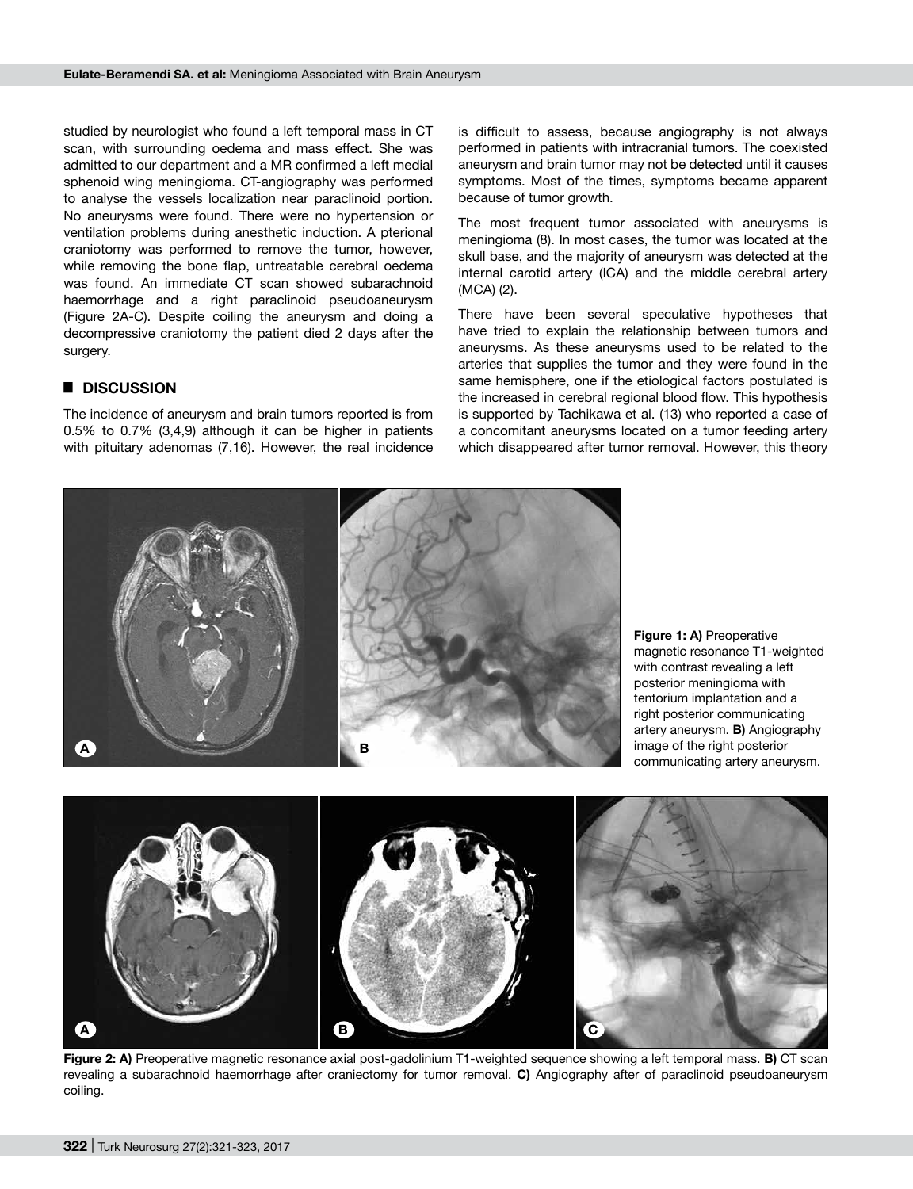studied by neurologist who found a left temporal mass in CT scan, with surrounding oedema and mass effect. She was admitted to our department and a MR confirmed a left medial sphenoid wing meningioma. CT-angiography was performed to analyse the vessels localization near paraclinoid portion. No aneurysms were found. There were no hypertension or ventilation problems during anesthetic induction. A pterional craniotomy was performed to remove the tumor, however, while removing the bone flap, untreatable cerebral oedema was found. An immediate CT scan showed subarachnoid haemorrhage and a right paraclinoid pseudoaneurysm (Figure 2A-C). Despite coiling the aneurysm and doing a decompressive craniotomy the patient died 2 days after the surgery.

## DISCUSSION

The incidence of aneurysm and brain tumors reported is from 0.5% to 0.7% (3,4,9) although it can be higher in patients with pituitary adenomas (7,16). However, the real incidence is difficult to assess, because angiography is not always performed in patients with intracranial tumors. The coexisted aneurysm and brain tumor may not be detected until it causes symptoms. Most of the times, symptoms became apparent because of tumor growth.

The most frequent tumor associated with aneurysms is meningioma (8). In most cases, the tumor was located at the skull base, and the majority of aneurysm was detected at the internal carotid artery (ICA) and the middle cerebral artery (MCA) (2).

There have been several speculative hypotheses that have tried to explain the relationship between tumors and aneurysms. As these aneurysms used to be related to the arteries that supplies the tumor and they were found in the same hemisphere, one if the etiological factors postulated is the increased in cerebral regional blood flow. This hypothesis is supported by Tachikawa et al. (13) who reported a case of a concomitant aneurysms located on a tumor feeding artery which disappeared after tumor removal. However, this theory

**Figure 1: A)** Preoperative magnetic resonance T1-weighted with contrast revealing a left posterior meningioma with tentorium implantation and a right posterior communicating artery aneurysm. **B)** Angiography image of the right posterior communicating artery aneurysm.

**Figure 2: A)** Preoperative magnetic resonance axial post-gadolinium T1-weighted sequence showing a left temporal mass. **B)** CT scan revealing a subarachnoid haemorrhage after craniectomy for tumor removal. **C)** Angiography after of paraclinoid pseudoaneurysm coiling.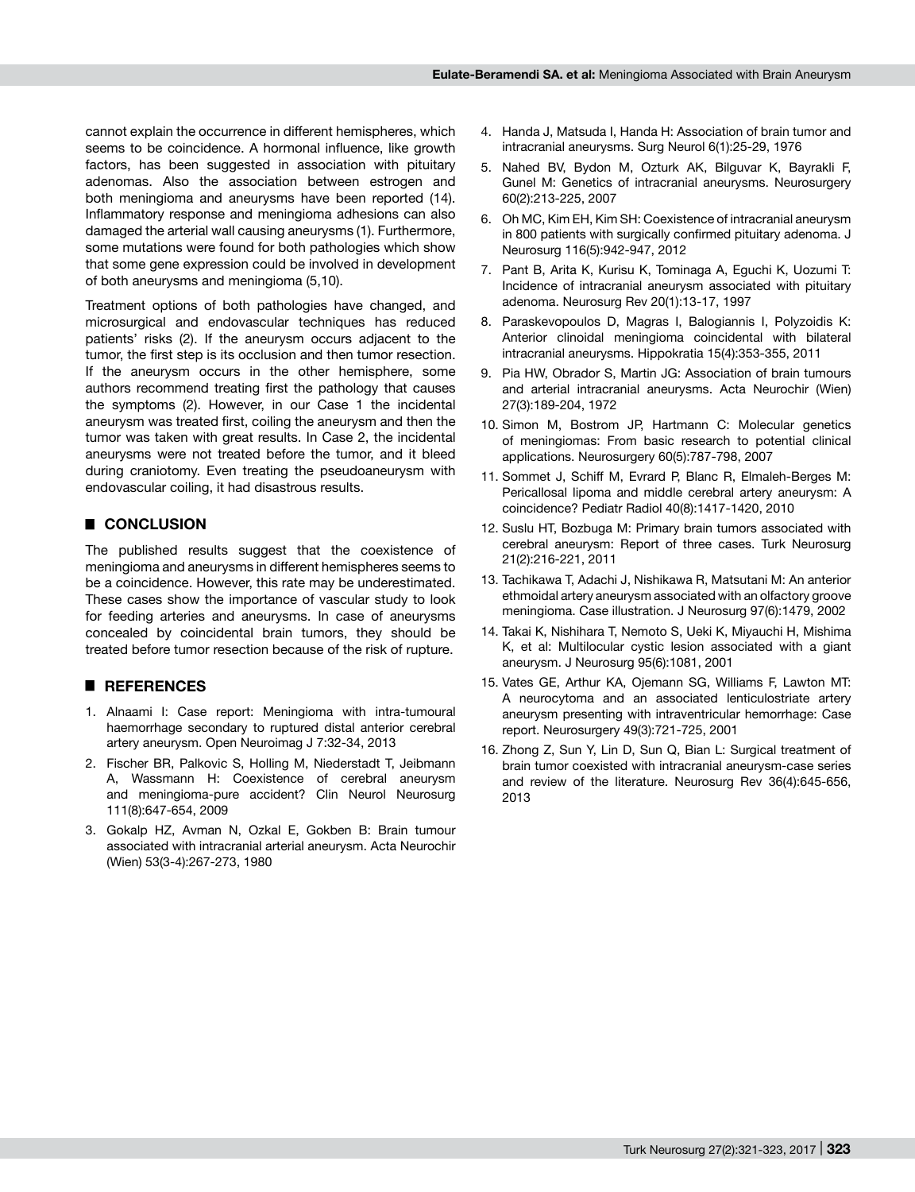cannot explain the occurrence in different hemispheres, which seems to be coincidence. A hormonal influence, like growth factors, has been suggested in association with pituitary adenomas. Also the association between estrogen and both meningioma and aneurysms have been reported (14). Inflammatory response and meningioma adhesions can also damaged the arterial wall causing aneurysms (1). Furthermore, some mutations were found for both pathologies which show that some gene expression could be involved in development of both aneurysms and meningioma (5,10).

Treatment options of both pathologies have changed, and microsurgical and endovascular techniques has reduced patients' risks (2). If the aneurysm occurs adjacent to the tumor, the first step is its occlusion and then tumor resection. If the aneurysm occurs in the other hemisphere, some authors recommend treating first the pathology that causes the symptoms (2). However, in our Case 1 the incidental aneurysm was treated first, coiling the aneurysm and then the tumor was taken with great results. In Case 2, the incidental aneurysms were not treated before the tumor, and it bleed during craniotomy. Even treating the pseudoaneurysm with endovascular coiling, it had disastrous results.

## CONCLUSION

The published results suggest that the coexistence of meningioma and aneurysms in different hemispheres seems to be a coincidence. However, this rate may be underestimated. These cases show the importance of vascular study to look for feeding arteries and aneurysms. In case of aneurysms concealed by coincidental brain tumors, they should be treated before tumor resection because of the risk of rupture.

## REFERENCES

1. Alnaami I: Case report: Meningioma with intra-tumoural haemorrhage secondary to ruptured distal anterior cerebral artery aneurysm. Open Neuroimag J 7:32-34, 2013
2. Fischer BR, Palkovic S, Holling M, Niederstadt T, Jeibmann A, Wassmann H: Coexistence of cerebral aneurysm and meningioma-pure accident? Clin Neurol Neurosurg 111(8):647-654, 2009
3. Gokalp HZ, Avman N, Ozkal E, Gokben B: Brain tumour associated with intracranial arterial aneurysm. Acta Neurochir (Wien) 53(3-4):267-273, 1980
4. Handa J, Matsuda I, Handa H: Association of brain tumor and intracranial aneurysms. Surg Neurol 6(1):25-29, 1976
5. Nahed BV, Bydon M, Ozturk AK, Bilguvar K, Bayrakli F, Gunel M: Genetics of intracranial aneurysms. Neurosurgery 60(2):213-225, 2007
6. Oh MC, Kim EH, Kim SH: Coexistence of intracranial aneurysm in 800 patients with surgically confirmed pituitary adenoma. J Neurosurg 116(5):942-947, 2012
7. Pant B, Arita K, Kurisu K, Tominaga A, Eguchi K, Uozumi T: Incidence of intracranial aneurysm associated with pituitary adenoma. Neurosurg Rev 20(1):13-17, 1997
8. Paraskevopoulos D, Magras I, Balogiannis I, Polyzoidis K: Anterior clinoidal meningioma coincidental with bilateral intracranial aneurysms. Hippokratia 15(4):353-355, 2011
9. Pia HW, Obrador S, Martin JG: Association of brain tumours and arterial intracranial aneurysms. Acta Neurochir (Wien) 27(3):189-204, 1972
10. Simon M, Bostrom JP, Hartmann C: Molecular genetics of meningiomas: From basic research to potential clinical applications. Neurosurgery 60(5):787-798, 2007
11. Sommet J, Schiff M, Evrard P, Blanc R, Elmaleh-Berges M: Pericallosal lipoma and middle cerebral artery aneurysm: A coincidence? Pediatr Radiol 40(8):1417-1420, 2010
12. Suslu HT, Bozbuga M: Primary brain tumors associated with cerebral aneurysm: Report of three cases. Turk Neurosurg 21(2):216-221, 2011
13. Tachikawa T, Adachi J, Nishikawa R, Matsutani M: An anterior ethmoidal artery aneurysm associated with an olfactory groove meningioma. Case illustration. J Neurosurg 97(6):1479, 2002
14. Takai K, Nishihara T, Nemoto S, Ueki K, Miyauchi H, Mishima K, et al: Multilocular cystic lesion associated with a giant aneurysm. J Neurosurg 95(6):1081, 2001
15. Vates GE, Arthur KA, Ojemann SG, Williams F, Lawton MT: A neurocytoma and an associated lenticulostriate artery aneurysm presenting with intraventricular hemorrhage: Case report. Neurosurgery 49(3):721-725, 2001
16. Zhong Z, Sun Y, Lin D, Sun Q, Bian L: Surgical treatment of brain tumor coexisted with intracranial aneurysm-case series and review of the literature. Neurosurg Rev 36(4):645-656, 2013